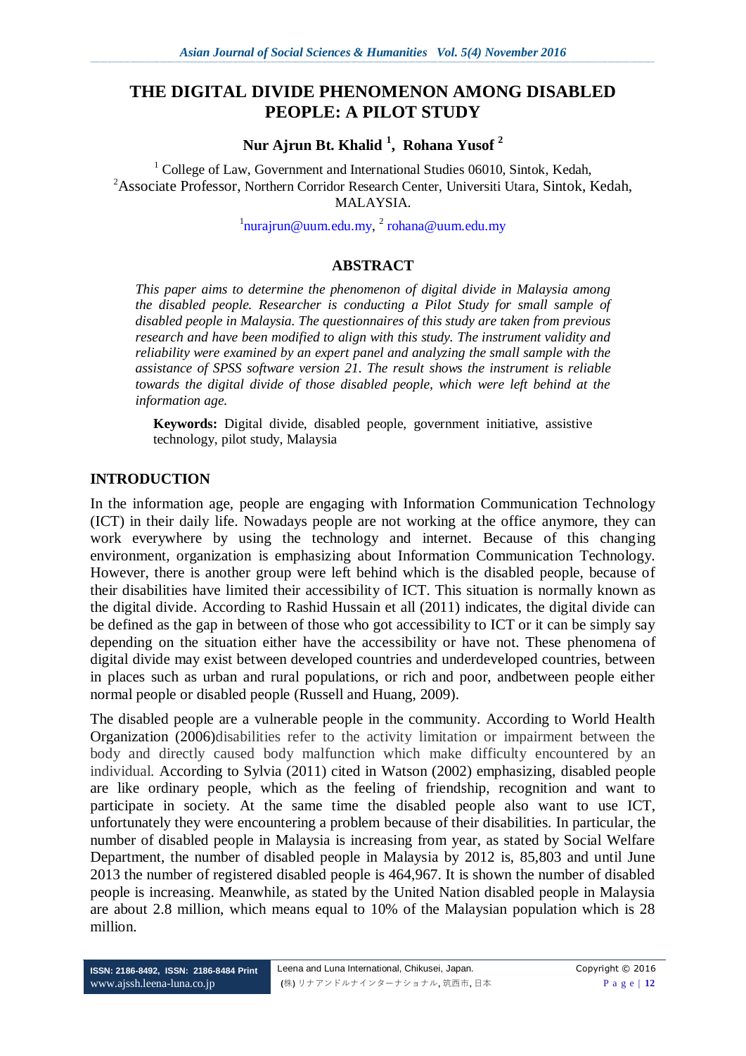# THE DIGITAL DIVIDE PHENOMENON AMONG DISABLED PEOPLE: A PILOT STUDY

**Nur Ajrun Bt. Khalid [1], Rohana Yusof [2]**

[1] College of Law, Government and International Studies 06010, Sintok, Kedah,
[2] Associate Professor, Northern Corridor Research Center, Universiti Utara, Sintok, Kedah, MALAYSIA.

[1] nurajrun@uum.edu.my, [2] rohana@uum.edu.my

## ABSTRACT

*This paper aims to determine the phenomenon of digital divide in Malaysia among the disabled people. Researcher is conducting a Pilot Study for small sample of disabled people in Malaysia. The questionnaires of this study are taken from previous research and have been modified to align with this study. The instrument validity and reliability were examined by an expert panel and analyzing the small sample with the assistance of SPSS software version 21. The result shows the instrument is reliable towards the digital divide of those disabled people, which were left behind at the information age.*

**Keywords:** Digital divide, disabled people, government initiative, assistive technology, pilot study, Malaysia

## INTRODUCTION

In the information age, people are engaging with Information Communication Technology (ICT) in their daily life. Nowadays people are not working at the office anymore, they can work everywhere by using the technology and internet. Because of this changing environment, organization is emphasizing about Information Communication Technology. However, there is another group were left behind which is the disabled people, because of their disabilities have limited their accessibility of ICT. This situation is normally known as the digital divide. According to Rashid Hussain et all (2011) indicates, the digital divide can be defined as the gap in between of those who got accessibility to ICT or it can be simply say depending on the situation either have the accessibility or have not. These phenomena of digital divide may exist between developed countries and underdeveloped countries, between in places such as urban and rural populations, or rich and poor, andbetween people either normal people or disabled people (Russell and Huang, 2009).

The disabled people are a vulnerable people in the community. According to World Health Organization (2006)disabilities refer to the activity limitation or impairment between the body and directly caused body malfunction which make difficulty encountered by an individual. According to Sylvia (2011) cited in Watson (2002) emphasizing, disabled people are like ordinary people, which as the feeling of friendship, recognition and want to participate in society. At the same time the disabled people also want to use ICT, unfortunately they were encountering a problem because of their disabilities. In particular, the number of disabled people in Malaysia is increasing from year, as stated by Social Welfare Department, the number of disabled people in Malaysia by 2012 is, 85,803 and until June 2013 the number of registered disabled people is 464,967. It is shown the number of disabled people is increasing. Meanwhile, as stated by the United Nation disabled people in Malaysia are about 2.8 million, which means equal to 10% of the Malaysian population which is 28 million.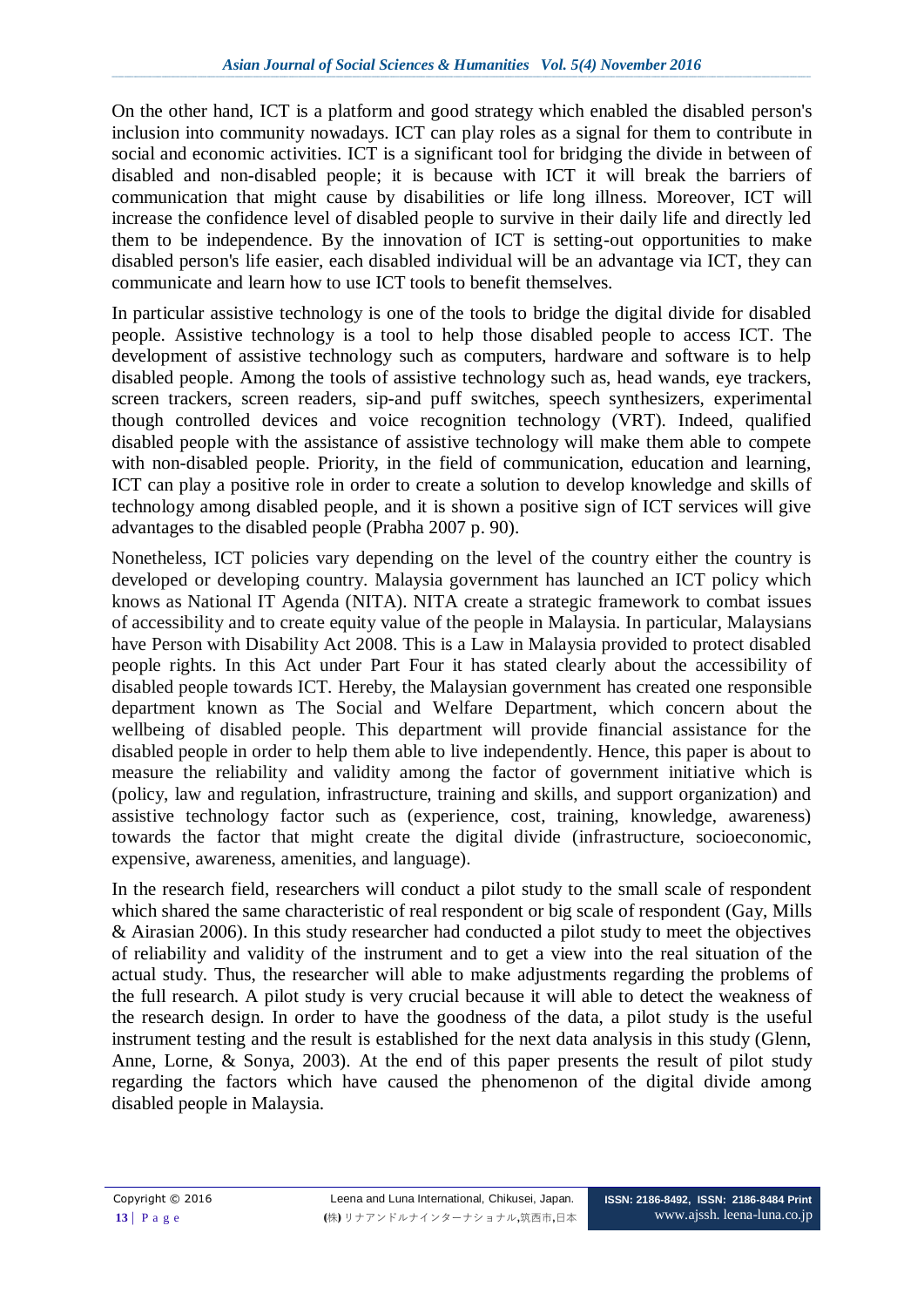On the other hand, ICT is a platform and good strategy which enabled the disabled person's inclusion into community nowadays. ICT can play roles as a signal for them to contribute in social and economic activities. ICT is a significant tool for bridging the divide in between of disabled and non-disabled people; it is because with ICT it will break the barriers of communication that might cause by disabilities or life long illness. Moreover, ICT will increase the confidence level of disabled people to survive in their daily life and directly led them to be independence. By the innovation of ICT is setting-out opportunities to make disabled person's life easier, each disabled individual will be an advantage via ICT, they can communicate and learn how to use ICT tools to benefit themselves.

In particular assistive technology is one of the tools to bridge the digital divide for disabled people. Assistive technology is a tool to help those disabled people to access ICT. The development of assistive technology such as computers, hardware and software is to help disabled people. Among the tools of assistive technology such as, head wands, eye trackers, screen trackers, screen readers, sip-and puff switches, speech synthesizers, experimental though controlled devices and voice recognition technology (VRT). Indeed, qualified disabled people with the assistance of assistive technology will make them able to compete with non-disabled people. Priority, in the field of communication, education and learning, ICT can play a positive role in order to create a solution to develop knowledge and skills of technology among disabled people, and it is shown a positive sign of ICT services will give advantages to the disabled people (Prabha 2007 p. 90).

Nonetheless, ICT policies vary depending on the level of the country either the country is developed or developing country. Malaysia government has launched an ICT policy which knows as National IT Agenda (NITA). NITA create a strategic framework to combat issues of accessibility and to create equity value of the people in Malaysia. In particular, Malaysians have Person with Disability Act 2008. This is a Law in Malaysia provided to protect disabled people rights. In this Act under Part Four it has stated clearly about the accessibility of disabled people towards ICT. Hereby, the Malaysian government has created one responsible department known as The Social and Welfare Department, which concern about the wellbeing of disabled people. This department will provide financial assistance for the disabled people in order to help them able to live independently. Hence, this paper is about to measure the reliability and validity among the factor of government initiative which is (policy, law and regulation, infrastructure, training and skills, and support organization) and assistive technology factor such as (experience, cost, training, knowledge, awareness) towards the factor that might create the digital divide (infrastructure, socioeconomic, expensive, awareness, amenities, and language).

In the research field, researchers will conduct a pilot study to the small scale of respondent which shared the same characteristic of real respondent or big scale of respondent (Gay, Mills & Airasian 2006). In this study researcher had conducted a pilot study to meet the objectives of reliability and validity of the instrument and to get a view into the real situation of the actual study. Thus, the researcher will able to make adjustments regarding the problems of the full research. A pilot study is very crucial because it will able to detect the weakness of the research design. In order to have the goodness of the data, a pilot study is the useful instrument testing and the result is established for the next data analysis in this study (Glenn, Anne, Lorne, & Sonya, 2003). At the end of this paper presents the result of pilot study regarding the factors which have caused the phenomenon of the digital divide among disabled people in Malaysia.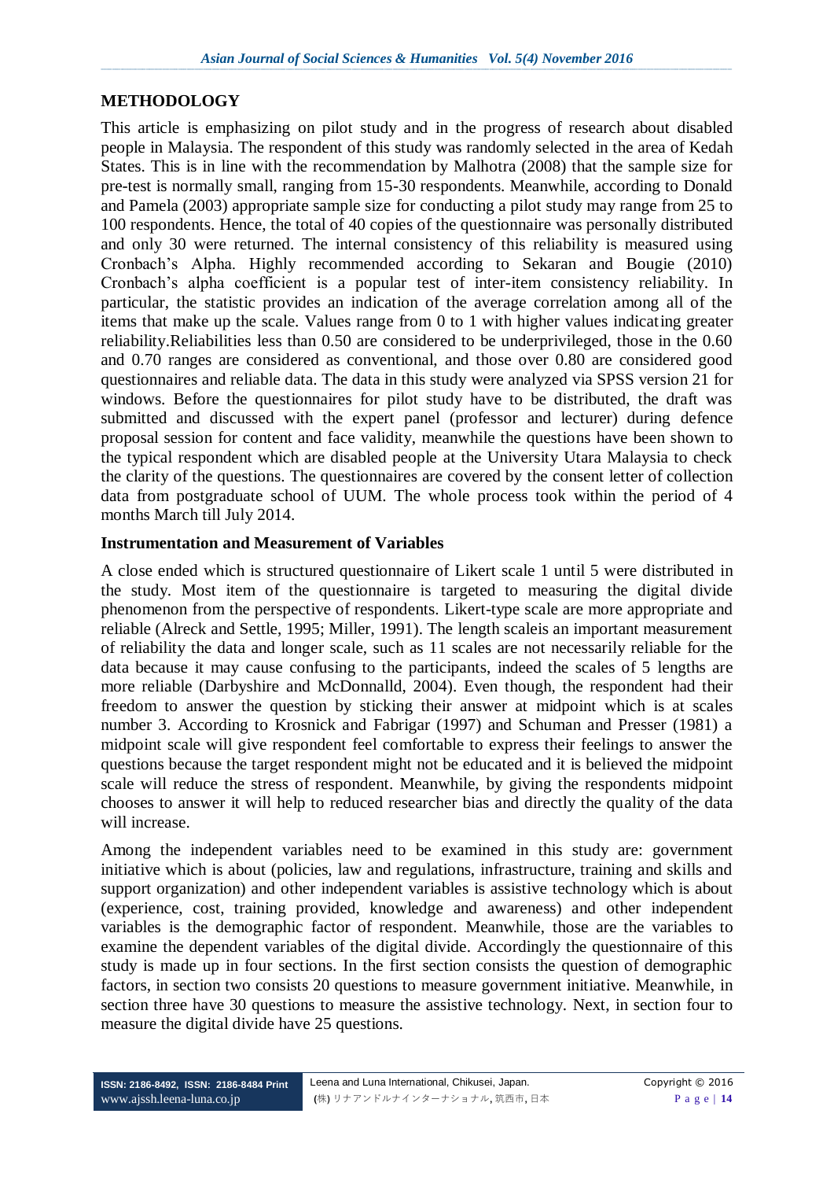## METHODOLOGY

This article is emphasizing on pilot study and in the progress of research about disabled people in Malaysia. The respondent of this study was randomly selected in the area of Kedah States. This is in line with the recommendation by Malhotra (2008) that the sample size for pre-test is normally small, ranging from 15-30 respondents. Meanwhile, according to Donald and Pamela (2003) appropriate sample size for conducting a pilot study may range from 25 to 100 respondents. Hence, the total of 40 copies of the questionnaire was personally distributed and only 30 were returned. The internal consistency of this reliability is measured using Cronbach's Alpha. Highly recommended according to Sekaran and Bougie (2010) Cronbach's alpha coefficient is a popular test of inter-item consistency reliability. In particular, the statistic provides an indication of the average correlation among all of the items that make up the scale. Values range from 0 to 1 with higher values indicating greater reliability.Reliabilities less than 0.50 are considered to be underprivileged, those in the 0.60 and 0.70 ranges are considered as conventional, and those over 0.80 are considered good questionnaires and reliable data. The data in this study were analyzed via SPSS version 21 for windows. Before the questionnaires for pilot study have to be distributed, the draft was submitted and discussed with the expert panel (professor and lecturer) during defence proposal session for content and face validity, meanwhile the questions have been shown to the typical respondent which are disabled people at the University Utara Malaysia to check the clarity of the questions. The questionnaires are covered by the consent letter of collection data from postgraduate school of UUM. The whole process took within the period of 4 months March till July 2014.

### Instrumentation and Measurement of Variables

A close ended which is structured questionnaire of Likert scale 1 until 5 were distributed in the study. Most item of the questionnaire is targeted to measuring the digital divide phenomenon from the perspective of respondents. Likert-type scale are more appropriate and reliable (Alreck and Settle, 1995; Miller, 1991). The length scaleis an important measurement of reliability the data and longer scale, such as 11 scales are not necessarily reliable for the data because it may cause confusing to the participants, indeed the scales of 5 lengths are more reliable (Darbyshire and McDonnalld, 2004). Even though, the respondent had their freedom to answer the question by sticking their answer at midpoint which is at scales number 3. According to Krosnick and Fabrigar (1997) and Schuman and Presser (1981) a midpoint scale will give respondent feel comfortable to express their feelings to answer the questions because the target respondent might not be educated and it is believed the midpoint scale will reduce the stress of respondent. Meanwhile, by giving the respondents midpoint chooses to answer it will help to reduced researcher bias and directly the quality of the data will increase.

Among the independent variables need to be examined in this study are: government initiative which is about (policies, law and regulations, infrastructure, training and skills and support organization) and other independent variables is assistive technology which is about (experience, cost, training provided, knowledge and awareness) and other independent variables is the demographic factor of respondent. Meanwhile, those are the variables to examine the dependent variables of the digital divide. Accordingly the questionnaire of this study is made up in four sections. In the first section consists the question of demographic factors, in section two consists 20 questions to measure government initiative. Meanwhile, in section three have 30 questions to measure the assistive technology. Next, in section four to measure the digital divide have 25 questions.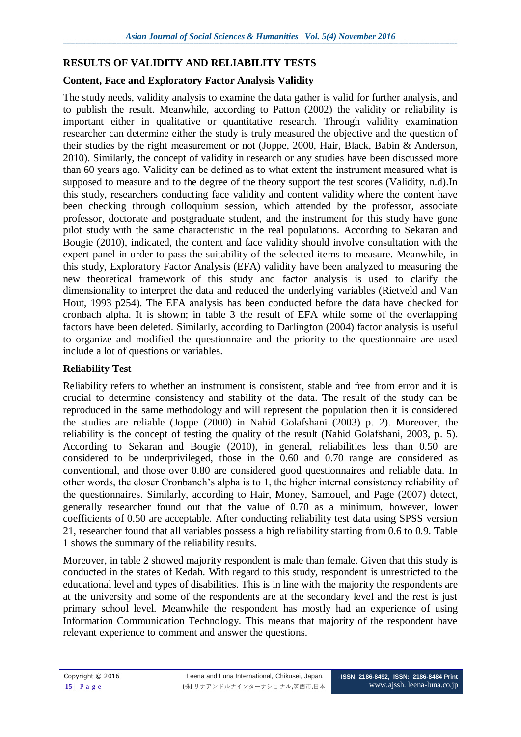## RESULTS OF VALIDITY AND RELIABILITY TESTS

### Content, Face and Exploratory Factor Analysis Validity

The study needs, validity analysis to examine the data gather is valid for further analysis, and to publish the result. Meanwhile, according to Patton (2002) the validity or reliability is important either in qualitative or quantitative research. Through validity examination researcher can determine either the study is truly measured the objective and the question of their studies by the right measurement or not (Joppe, 2000, Hair, Black, Babin & Anderson, 2010). Similarly, the concept of validity in research or any studies have been discussed more than 60 years ago. Validity can be defined as to what extent the instrument measured what is supposed to measure and to the degree of the theory support the test scores (Validity, n.d).In this study, researchers conducting face validity and content validity where the content have been checking through colloquium session, which attended by the professor, associate professor, doctorate and postgraduate student, and the instrument for this study have gone pilot study with the same characteristic in the real populations. According to Sekaran and Bougie (2010), indicated, the content and face validity should involve consultation with the expert panel in order to pass the suitability of the selected items to measure. Meanwhile, in this study, Exploratory Factor Analysis (EFA) validity have been analyzed to measuring the new theoretical framework of this study and factor analysis is used to clarify the dimensionality to interpret the data and reduced the underlying variables (Rietveld and Van Hout, 1993 p254). The EFA analysis has been conducted before the data have checked for cronbach alpha. It is shown; in table 3 the result of EFA while some of the overlapping factors have been deleted. Similarly, according to Darlington (2004) factor analysis is useful to organize and modified the questionnaire and the priority to the questionnaire are used include a lot of questions or variables.

### Reliability Test

Reliability refers to whether an instrument is consistent, stable and free from error and it is crucial to determine consistency and stability of the data. The result of the study can be reproduced in the same methodology and will represent the population then it is considered the studies are reliable (Joppe (2000) in Nahid Golafshani (2003) p. 2). Moreover, the reliability is the concept of testing the quality of the result (Nahid Golafshani, 2003, p. 5). According to Sekaran and Bougie (2010), in general, reliabilities less than 0.50 are considered to be underprivileged, those in the 0.60 and 0.70 range are considered as conventional, and those over 0.80 are considered good questionnaires and reliable data. In other words, the closer Cronbanch's alpha is to 1, the higher internal consistency reliability of the questionnaires. Similarly, according to Hair, Money, Samouel, and Page (2007) detect, generally researcher found out that the value of 0.70 as a minimum, however, lower coefficients of 0.50 are acceptable. After conducting reliability test data using SPSS version 21, researcher found that all variables possess a high reliability starting from 0.6 to 0.9. Table 1 shows the summary of the reliability results.

Moreover, in table 2 showed majority respondent is male than female. Given that this study is conducted in the states of Kedah. With regard to this study, respondent is unrestricted to the educational level and types of disabilities. This is in line with the majority the respondents are at the university and some of the respondents are at the secondary level and the rest is just primary school level. Meanwhile the respondent has mostly had an experience of using Information Communication Technology. This means that majority of the respondent have relevant experience to comment and answer the questions.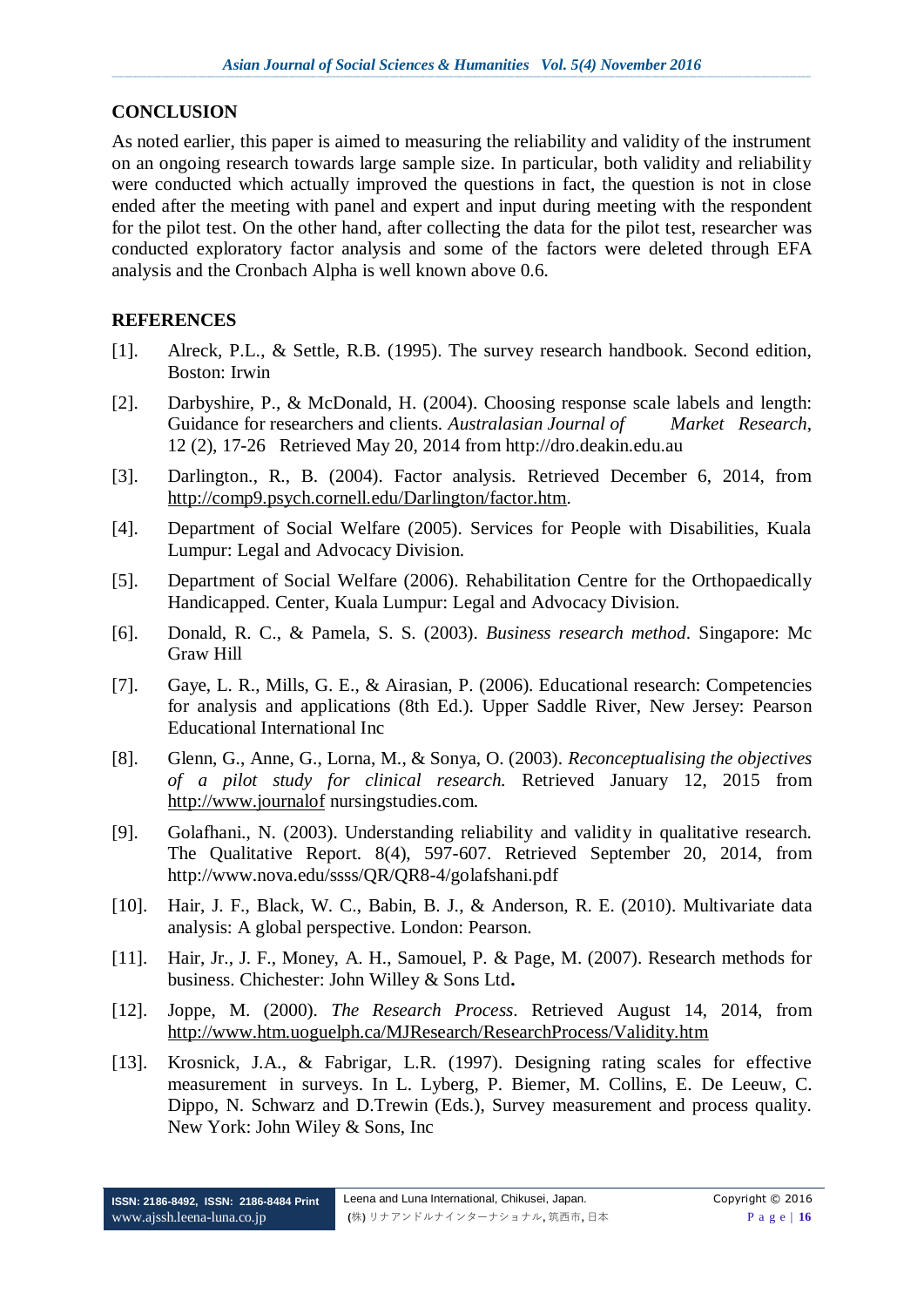## CONCLUSION

As noted earlier, this paper is aimed to measuring the reliability and validity of the instrument on an ongoing research towards large sample size. In particular, both validity and reliability were conducted which actually improved the questions in fact, the question is not in close ended after the meeting with panel and expert and input during meeting with the respondent for the pilot test. On the other hand, after collecting the data for the pilot test, researcher was conducted exploratory factor analysis and some of the factors were deleted through EFA analysis and the Cronbach Alpha is well known above 0.6.

## REFERENCES

[1]. Alreck, P.L., & Settle, R.B. (1995). The survey research handbook. Second edition, Boston: Irwin

[2]. Darbyshire, P., & McDonald, H. (2004). Choosing response scale labels and length: Guidance for researchers and clients. *Australasian Journal of Market Research*, 12 (2), 17-26 Retrieved May 20, 2014 from http://dro.deakin.edu.au

[3]. Darlington., R., B. (2004). Factor analysis. Retrieved December 6, 2014, from http://comp9.psych.cornell.edu/Darlington/factor.htm.

[4]. Department of Social Welfare (2005). Services for People with Disabilities, Kuala Lumpur: Legal and Advocacy Division.

[5]. Department of Social Welfare (2006). Rehabilitation Centre for the Orthopaedically Handicapped. Center, Kuala Lumpur: Legal and Advocacy Division.

[6]. Donald, R. C., & Pamela, S. S. (2003). *Business research method*. Singapore: Mc Graw Hill

[7]. Gaye, L. R., Mills, G. E., & Airasian, P. (2006). Educational research: Competencies for analysis and applications (8th Ed.). Upper Saddle River, New Jersey: Pearson Educational International Inc

[8]. Glenn, G., Anne, G., Lorna, M., & Sonya, O. (2003). *Reconceptualising the objectives of a pilot study for clinical research.* Retrieved January 12, 2015 from http://www.journalof nursingstudies.com.

[9]. Golafhani., N. (2003). Understanding reliability and validity in qualitative research. The Qualitative Report. 8(4), 597-607. Retrieved September 20, 2014, from http://www.nova.edu/ssss/QR/QR8-4/golafshani.pdf

[10]. Hair, J. F., Black, W. C., Babin, B. J., & Anderson, R. E. (2010). Multivariate data analysis: A global perspective. London: Pearson.

[11]. Hair, Jr., J. F., Money, A. H., Samouel, P. & Page, M. (2007). Research methods for business. Chichester: John Willey & Sons Ltd**.**

[12]. Joppe, M. (2000). *The Research Process*. Retrieved August 14, 2014, from http://www.htm.uoguelph.ca/MJResearch/ResearchProcess/Validity.htm

[13]. Krosnick, J.A., & Fabrigar, L.R. (1997). Designing rating scales for effective measurement in surveys. In L. Lyberg, P. Biemer, M. Collins, E. De Leeuw, C. Dippo, N. Schwarz and D.Trewin (Eds.), Survey measurement and process quality. New York: John Wiley & Sons, Inc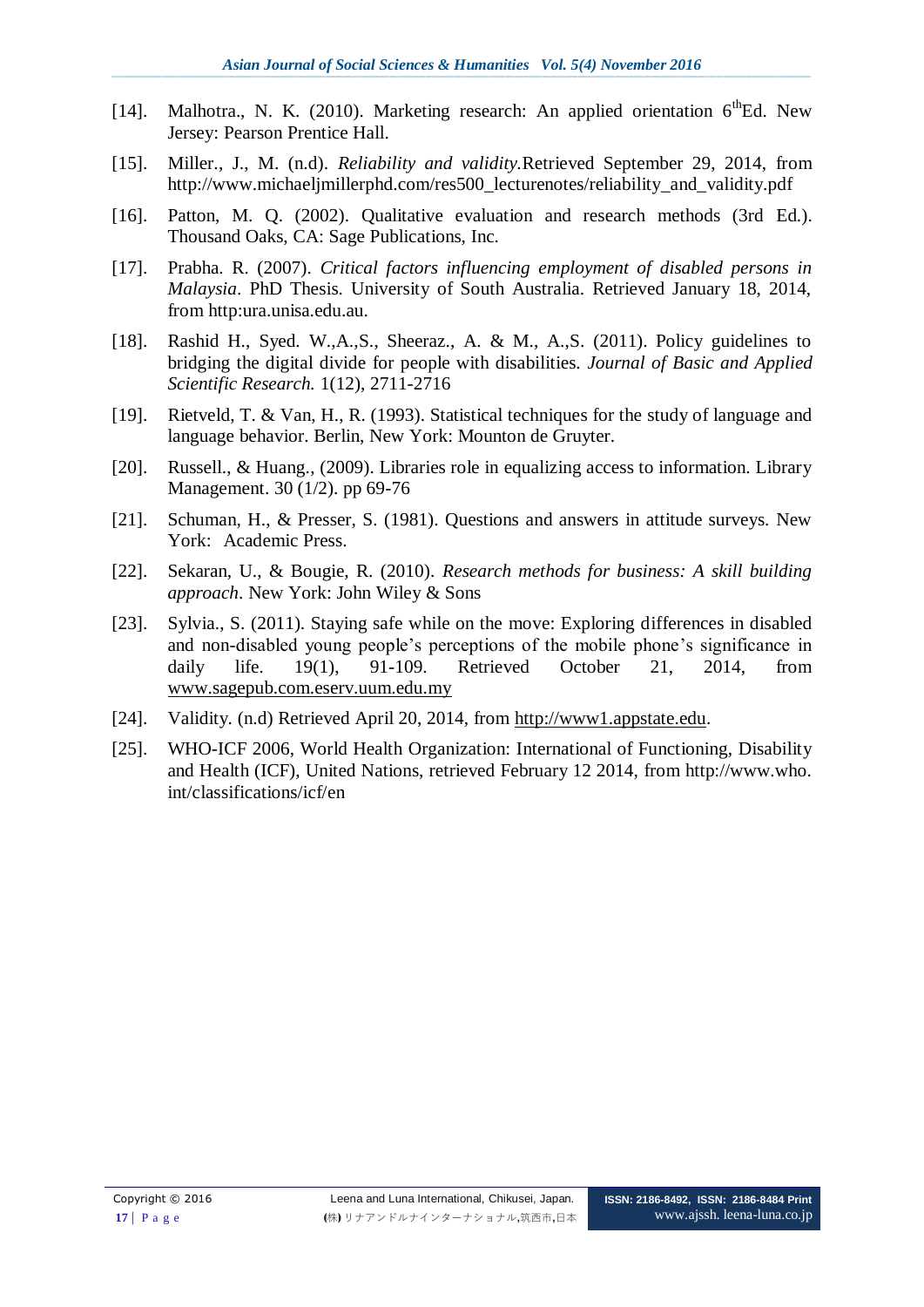[14]. Malhotra., N. K. (2010). Marketing research: An applied orientation 6$^{th}$Ed. New Jersey: Pearson Prentice Hall.

[15]. Miller., J., M. (n.d). *Reliability and validity.*Retrieved September 29, 2014, from http://www.michaeljmillerphd.com/res500_lecturenotes/reliability_and_validity.pdf

[16]. Patton, M. Q. (2002). Qualitative evaluation and research methods (3rd Ed.). Thousand Oaks, CA: Sage Publications, Inc.

[17]. Prabha. R. (2007). *Critical factors influencing employment of disabled persons in Malaysia*. PhD Thesis. University of South Australia. Retrieved January 18, 2014, from http:ura.unisa.edu.au.

[18]. Rashid H., Syed. W.,A.,S., Sheeraz., A. & M., A.,S. (2011). Policy guidelines to bridging the digital divide for people with disabilities. *Journal of Basic and Applied Scientific Research.* 1(12), 2711-2716

[19]. Rietveld, T. & Van, H., R. (1993). Statistical techniques for the study of language and language behavior. Berlin, New York: Mounton de Gruyter.

[20]. Russell., & Huang., (2009). Libraries role in equalizing access to information. Library Management. 30 (1/2). pp 69-76

[21]. Schuman, H., & Presser, S. (1981). Questions and answers in attitude surveys. New York: Academic Press.

[22]. Sekaran, U., & Bougie, R. (2010). *Research methods for business: A skill building approach*. New York: John Wiley & Sons

[23]. Sylvia., S. (2011). Staying safe while on the move: Exploring differences in disabled and non-disabled young people's perceptions of the mobile phone's significance in daily life. 19(1), 91-109. Retrieved October 21, 2014, from www.sagepub.com.eserv.uum.edu.my

[24]. Validity. (n.d) Retrieved April 20, 2014, from http://www1.appstate.edu.

[25]. WHO-ICF 2006, World Health Organization: International of Functioning, Disability and Health (ICF), United Nations, retrieved February 12 2014, from http://www.who.int/classifications/icf/en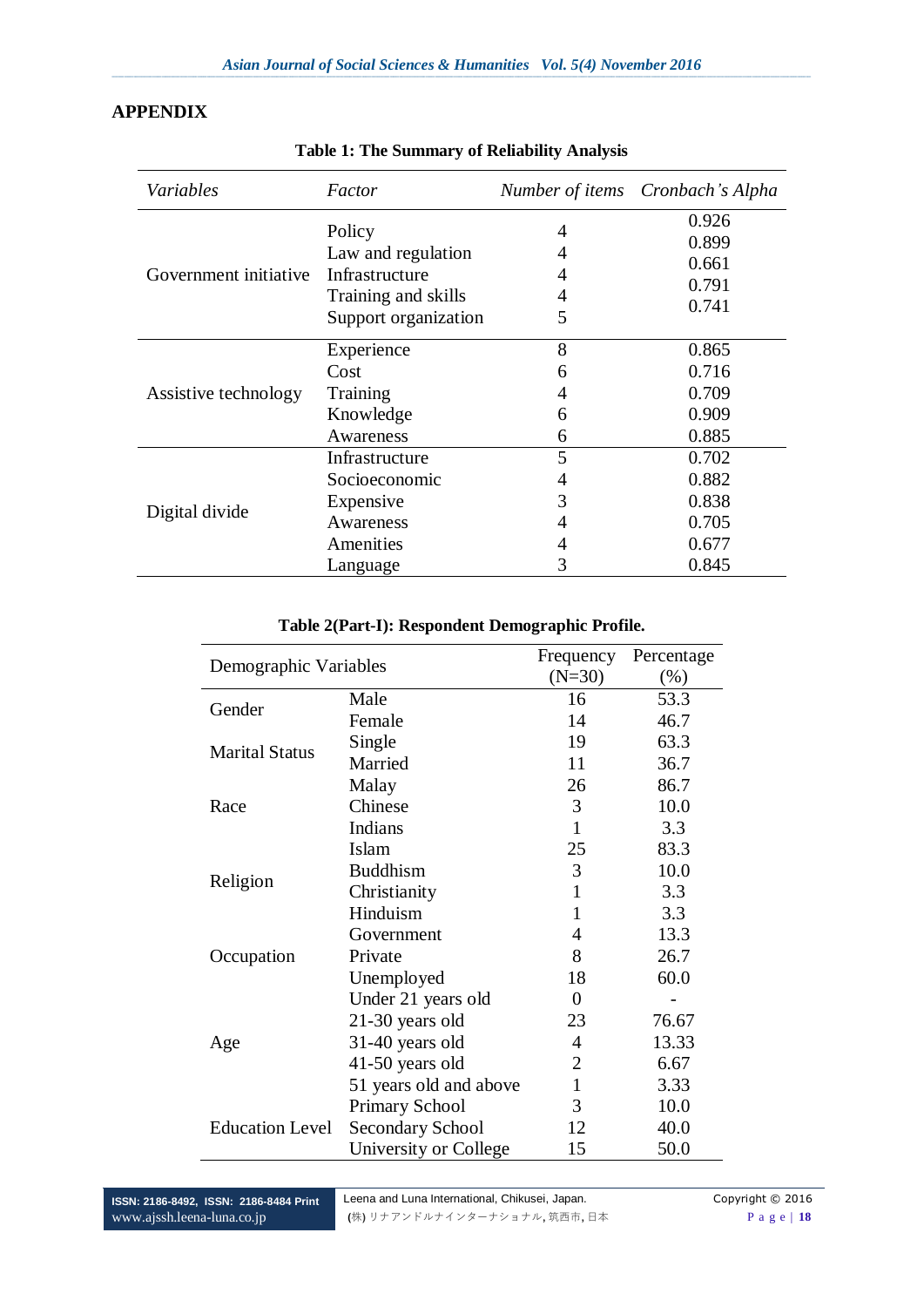## APPENDIX

**Table 1: The Summary of Reliability Analysis**

| *Variables* | *Factor* | *Number of items* | *Cronbach's Alpha* |
|---|---|---|---|
| Government initiative | Policy | 4 | 0.926 |
| | Law and regulation | 4 | 0.899 |
| | Infrastructure | 4 | 0.661 |
| | Training and skills | 4 | 0.791 |
| | Support organization | 5 | 0.741 |
| Assistive technology | Experience | 8 | 0.865 |
| | Cost | 6 | 0.716 |
| | Training | 4 | 0.709 |
| | Knowledge | 6 | 0.909 |
| | Awareness | 6 | 0.885 |
| Digital divide | Infrastructure | 5 | 0.702 |
| | Socioeconomic | 4 | 0.882 |
| | Expensive | 3 | 0.838 |
| | Awareness | 4 | 0.705 |
| | Amenities | 4 | 0.677 |
| | Language | 3 | 0.845 |

**Table 2(Part-I): Respondent Demographic Profile.**

| Demographic Variables | | Frequency (N=30) | Percentage (%) |
|---|---|---|---|
| Gender | Male | 16 | 53.3 |
| | Female | 14 | 46.7 |
| Marital Status | Single | 19 | 63.3 |
| | Married | 11 | 36.7 |
| Race | Malay | 26 | 86.7 |
| | Chinese | 3 | 10.0 |
| | Indians | 1 | 3.3 |
| Religion | Islam | 25 | 83.3 |
| | Buddhism | 3 | 10.0 |
| | Christianity | 1 | 3.3 |
| | Hinduism | 1 | 3.3 |
| Occupation | Government | 4 | 13.3 |
| | Private | 8 | 26.7 |
| | Unemployed | 18 | 60.0 |
| Age | Under 21 years old | 0 | - |
| | 21-30 years old | 23 | 76.67 |
| | 31-40 years old | 4 | 13.33 |
| | 41-50 years old | 2 | 6.67 |
| | 51 years old and above | 1 | 3.33 |
| Education Level | Primary School | 3 | 10.0 |
| | Secondary School | 12 | 40.0 |
| | University or College | 15 | 50.0 |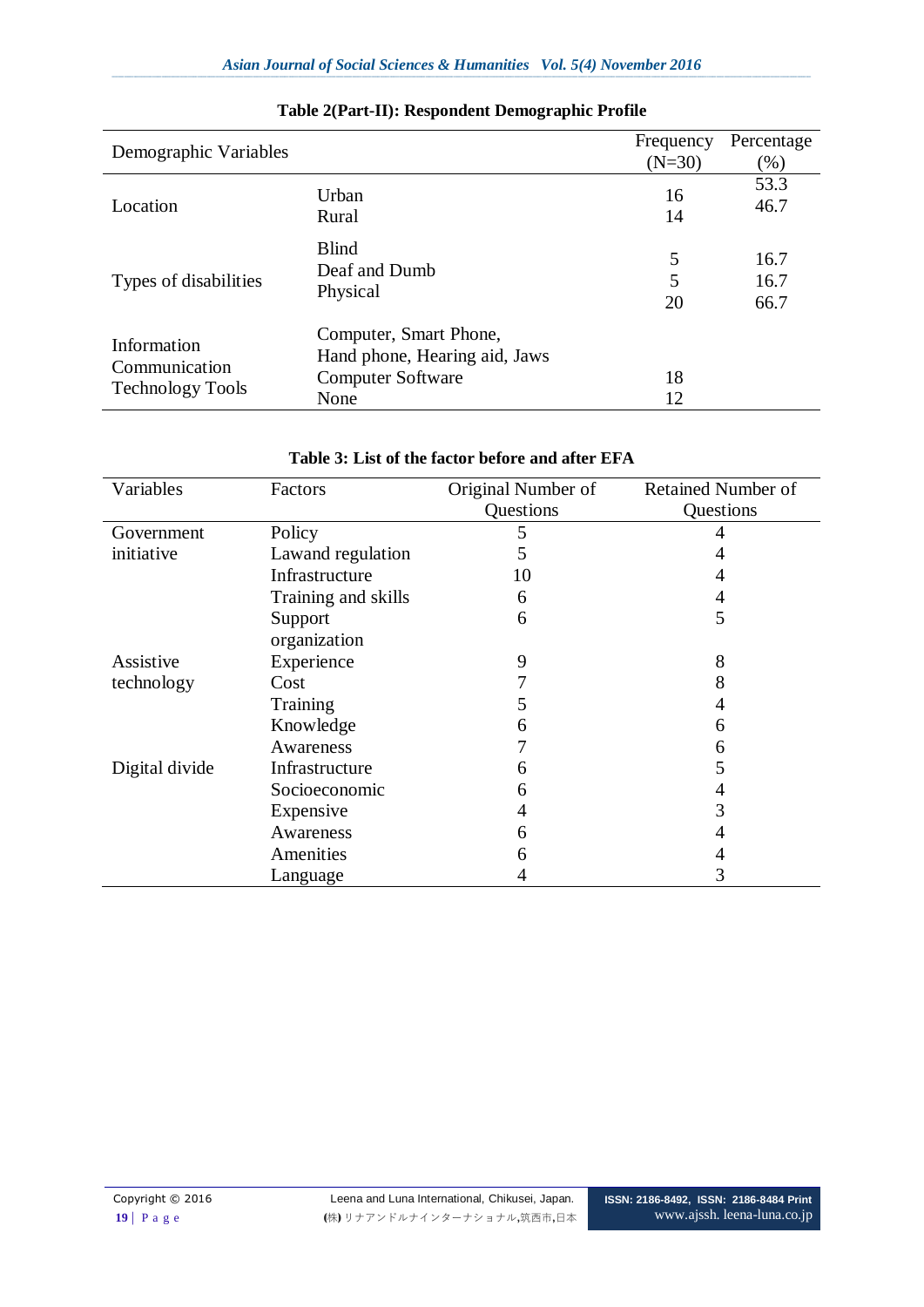**Table 2(Part-II): Respondent Demographic Profile**

| Demographic Variables | | Frequency (N=30) | Percentage (%) |
|---|---|---|---|
| Location | Urban | 16 | 53.3 |
| | Rural | 14 | 46.7 |
| Types of disabilities | Blind | 5 | 16.7 |
| | Deaf and Dumb | 5 | 16.7 |
| | Physical | 20 | 66.7 |
| Information Communication Technology Tools | Computer, Smart Phone, Hand phone, Hearing aid, Jaws Computer Software | 18 | |
| | None | 12 | |

**Table 3: List of the factor before and after EFA**

| Variables | Factors | Original Number of Questions | Retained Number of Questions |
|---|---|---|---|
| Government initiative | Policy | 5 | 4 |
| | Lawand regulation | 5 | 4 |
| | Infrastructure | 10 | 4 |
| | Training and skills | 6 | 4 |
| | Support organization | 6 | 5 |
| Assistive technology | Experience | 9 | 8 |
| | Cost | 7 | 8 |
| | Training | 5 | 4 |
| | Knowledge | 6 | 6 |
| | Awareness | 7 | 6 |
| Digital divide | Infrastructure | 6 | 5 |
| | Socioeconomic | 6 | 4 |
| | Expensive | 4 | 3 |
| | Awareness | 6 | 4 |
| | Amenities | 6 | 4 |
| | Language | 4 | 3 |